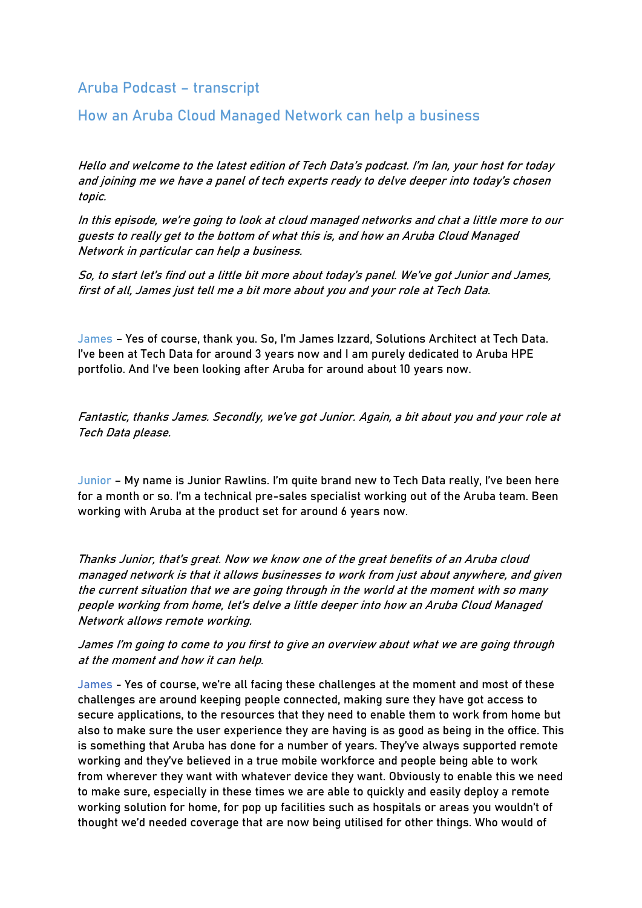## Aruba Podcast – transcript

## How an Aruba Cloud Managed Network can help a business

*Hello and welcome to the latest edition of Tech Data's podcast. I'm Ian, your host for today and joining me we have a panel of tech experts ready to delve deeper into today's chosen topic.*

*In this episode, we're going to look at cloud managed networks and chat a little more to our guests to really get to the bottom of what this is, and how an Aruba Cloud Managed Network in particular can help a business.*

*So, to start let's find out a little bit more about today's panel. We've got Junior and James, first of all, James just tell me a bit more about you and your role at Tech Data.*

James – Yes of course, thank you. So, I'm James Izzard, Solutions Architect at Tech Data. I've been at Tech Data for around 3 years now and I am purely dedicated to Aruba HPE portfolio. And I've been looking after Aruba for around about 10 years now.

*Fantastic, thanks James. Secondly, we've got Junior. Again, a bit about you and your role at Tech Data please.*

Junior – My name is Junior Rawlins. I'm quite brand new to Tech Data really, I've been here for a month or so. I'm a technical pre-sales specialist working out of the Aruba team. Been working with Aruba at the product set for around 6 years now.

*Thanks Junior, that's great. Now we know one of the great benefits of an Aruba cloud managed network is that it allows businesses to work from just about anywhere, and given the current situation that we are going through in the world at the moment with so many people working from home, let's delve a little deeper into how an Aruba Cloud Managed Network allows remote working.*

*James I'm going to come to you first to give an overview about what we are going through at the moment and how it can help.*

James - Yes of course, we're all facing these challenges at the moment and most of these challenges are around keeping people connected, making sure they have got access to secure applications, to the resources that they need to enable them to work from home but also to make sure the user experience they are having is as good as being in the office. This is something that Aruba has done for a number of years. They've always supported remote working and they've believed in a true mobile workforce and people being able to work from wherever they want with whatever device they want. Obviously to enable this we need to make sure, especially in these times we are able to quickly and easily deploy a remote working solution for home, for pop up facilities such as hospitals or areas you wouldn't of thought we'd needed coverage that are now being utilised for other things. Who would of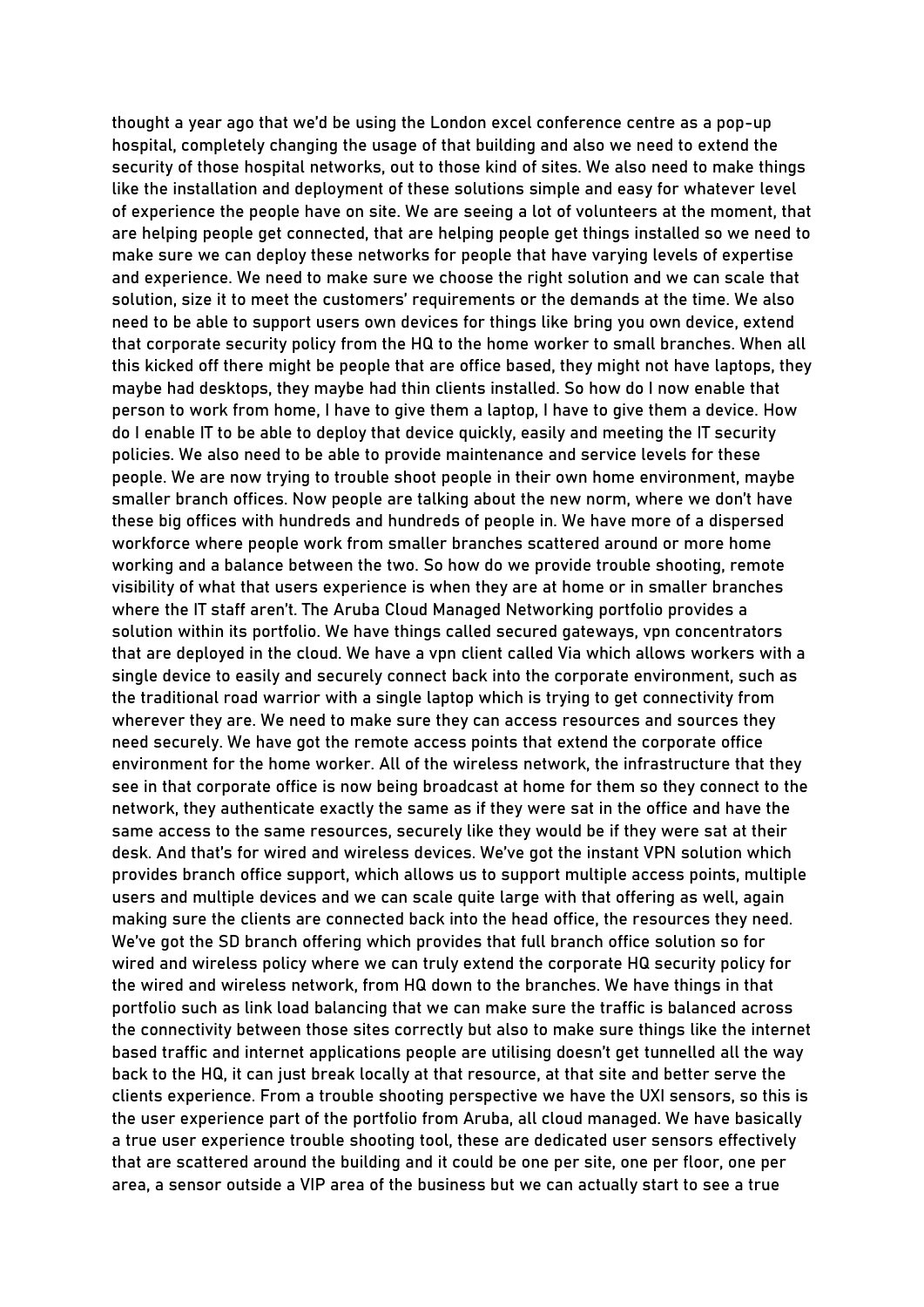thought a year ago that we'd be using the London excel conference centre as a pop-up hospital, completely changing the usage of that building and also we need to extend the security of those hospital networks, out to those kind of sites. We also need to make things like the installation and deployment of these solutions simple and easy for whatever level of experience the people have on site. We are seeing a lot of volunteers at the moment, that are helping people get connected, that are helping people get things installed so we need to make sure we can deploy these networks for people that have varying levels of expertise and experience. We need to make sure we choose the right solution and we can scale that solution, size it to meet the customers' requirements or the demands at the time. We also need to be able to support users own devices for things like bring you own device, extend that corporate security policy from the HQ to the home worker to small branches. When all this kicked off there might be people that are office based, they might not have laptops, they maybe had desktops, they maybe had thin clients installed. So how do I now enable that person to work from home, I have to give them a laptop, I have to give them a device. How do I enable IT to be able to deploy that device quickly, easily and meeting the IT security policies. We also need to be able to provide maintenance and service levels for these people. We are now trying to trouble shoot people in their own home environment, maybe smaller branch offices. Now people are talking about the new norm, where we don't have these big offices with hundreds and hundreds of people in. We have more of a dispersed workforce where people work from smaller branches scattered around or more home working and a balance between the two. So how do we provide trouble shooting, remote visibility of what that users experience is when they are at home or in smaller branches where the IT staff aren't. The Aruba Cloud Managed Networking portfolio provides a solution within its portfolio. We have things called secured gateways, vpn concentrators that are deployed in the cloud. We have a vpn client called Via which allows workers with a single device to easily and securely connect back into the corporate environment, such as the traditional road warrior with a single laptop which is trying to get connectivity from wherever they are. We need to make sure they can access resources and sources they need securely. We have got the remote access points that extend the corporate office environment for the home worker. All of the wireless network, the infrastructure that they see in that corporate office is now being broadcast at home for them so they connect to the network, they authenticate exactly the same as if they were sat in the office and have the same access to the same resources, securely like they would be if they were sat at their desk. And that's for wired and wireless devices. We've got the instant VPN solution which provides branch office support, which allows us to support multiple access points, multiple users and multiple devices and we can scale quite large with that offering as well, again making sure the clients are connected back into the head office, the resources they need. We've got the SD branch offering which provides that full branch office solution so for wired and wireless policy where we can truly extend the corporate HQ security policy for the wired and wireless network, from HQ down to the branches. We have things in that portfolio such as link load balancing that we can make sure the traffic is balanced across the connectivity between those sites correctly but also to make sure things like the internet based traffic and internet applications people are utilising doesn't get tunnelled all the way back to the HQ, it can just break locally at that resource, at that site and better serve the clients experience. From a trouble shooting perspective we have the UXI sensors, so this is the user experience part of the portfolio from Aruba, all cloud managed. We have basically a true user experience trouble shooting tool, these are dedicated user sensors effectively that are scattered around the building and it could be one per site, one per floor, one per area, a sensor outside a VIP area of the business but we can actually start to see a true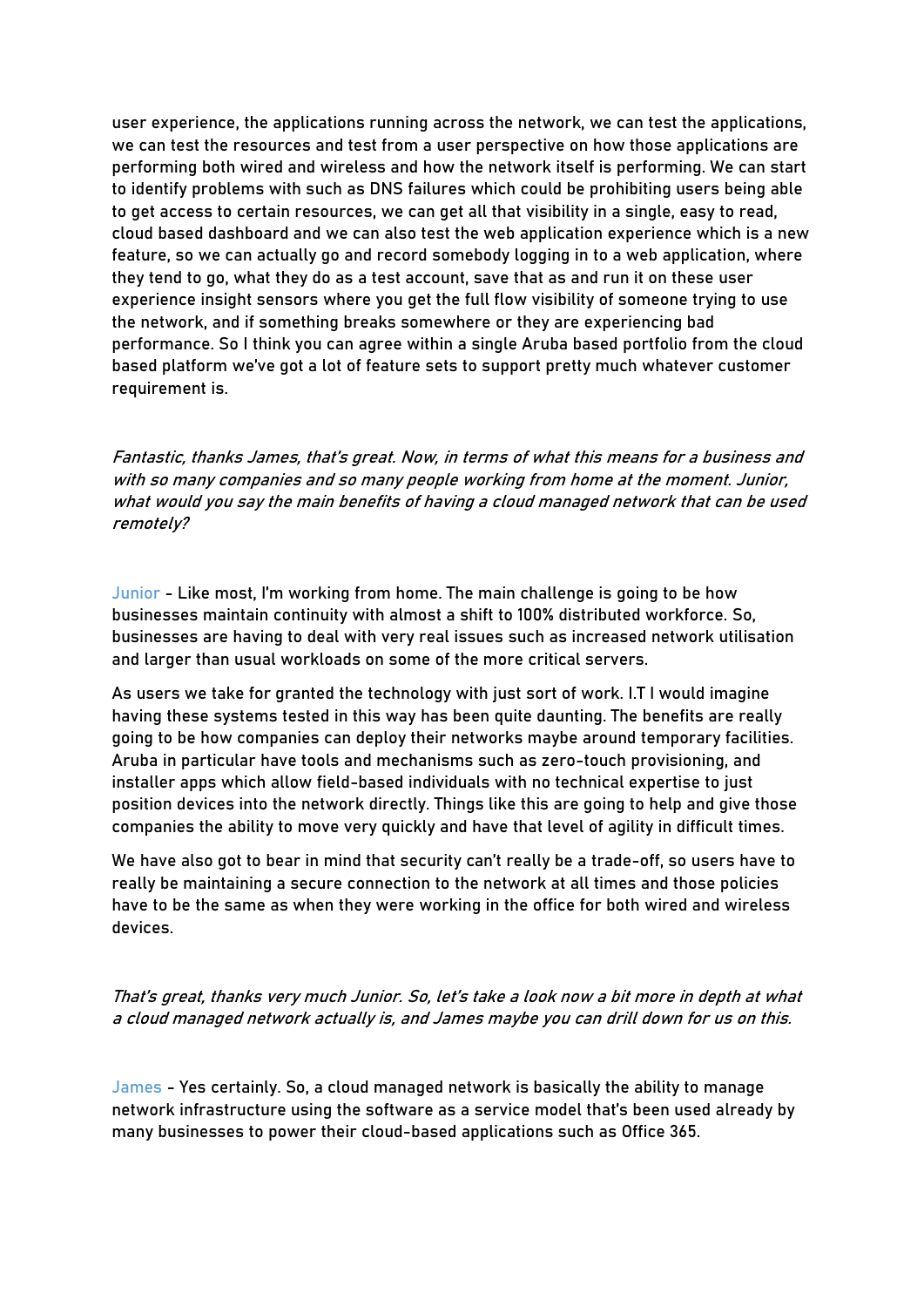user experience, the applications running across the network, we can test the applications, we can test the resources and test from a user perspective on how those applications are performing both wired and wireless and how the network itself is performing. We can start to identify problems with such as DNS failures which could be prohibiting users being able to get access to certain resources, we can get all that visibility in a single, easy to read, cloud based dashboard and we can also test the web application experience which is a new feature, so we can actually go and record somebody logging in to a web application, where they tend to go, what they do as a test account, save that as and run it on these user experience insight sensors where you get the full flow visibility of someone trying to use the network, and if something breaks somewhere or they are experiencing bad performance. So I think you can agree within a single Aruba based portfolio from the cloud based platform we've got a lot of feature sets to support pretty much whatever customer requirement is.

*Fantastic, thanks James, that's great. Now, in terms of what this means for a business and with so many companies and so many people working from home at the moment. Junior, what would you say the main benefits of having a cloud managed network that can be used remotely?*

Junior - Like most, I'm working from home. The main challenge is going to be how businesses maintain continuity with almost a shift to 100% distributed workforce. So, businesses are having to deal with very real issues such as increased network utilisation and larger than usual workloads on some of the more critical servers.

As users we take for granted the technology with just sort of work. I.T I would imagine having these systems tested in this way has been quite daunting. The benefits are really going to be how companies can deploy their networks maybe around temporary facilities. Aruba in particular have tools and mechanisms such as zero-touch provisioning, and installer apps which allow field-based individuals with no technical expertise to just position devices into the network directly. Things like this are going to help and give those companies the ability to move very quickly and have that level of agility in difficult times.

We have also got to bear in mind that security can't really be a trade-off, so users have to really be maintaining a secure connection to the network at all times and those policies have to be the same as when they were working in the office for both wired and wireless devices.

*That's great, thanks very much Junior. So, let's take a look now a bit more in depth at what a cloud managed network actually is, and James maybe you can drill down for us on this.*

James - Yes certainly. So, a cloud managed network is basically the ability to manage network infrastructure using the software as a service model that's been used already by many businesses to power their cloud-based applications such as Office 365.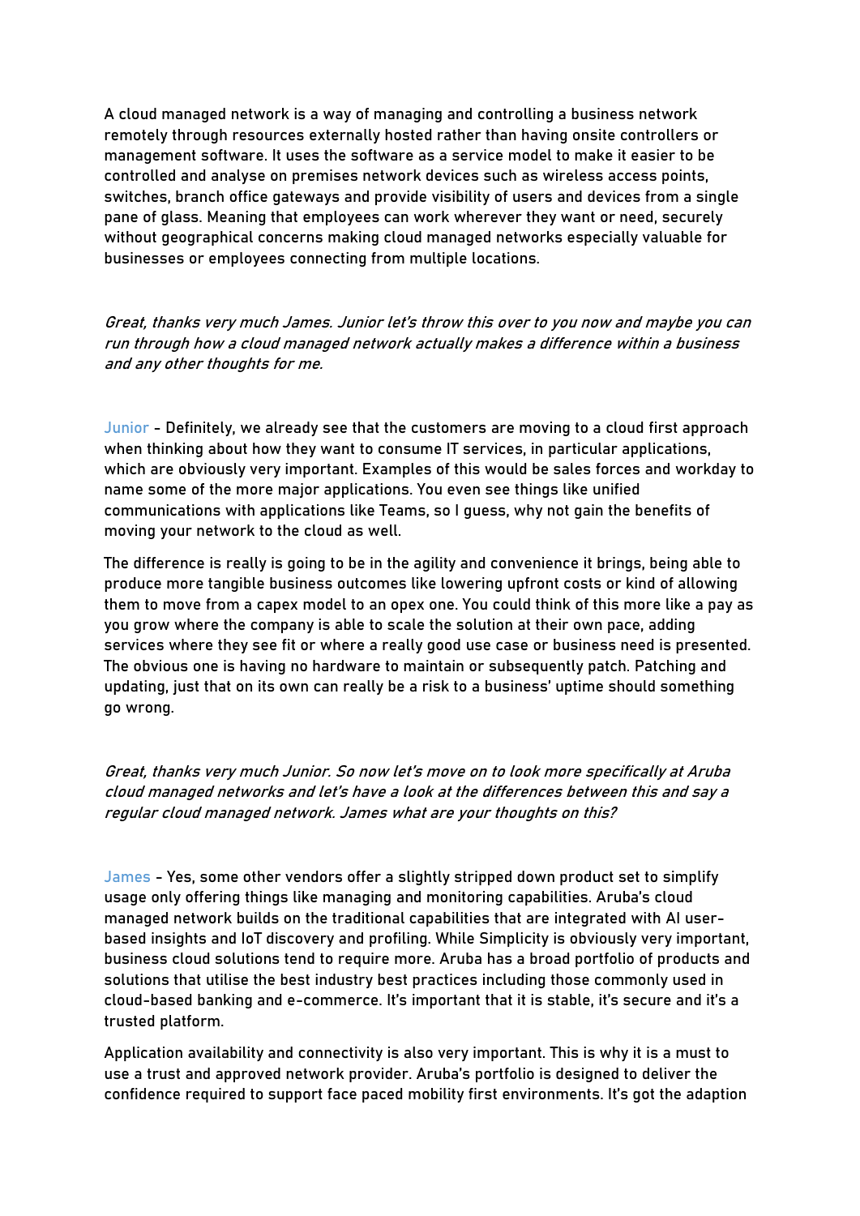A cloud managed network is a way of managing and controlling a business network remotely through resources externally hosted rather than having onsite controllers or management software. It uses the software as a service model to make it easier to be controlled and analyse on premises network devices such as wireless access points, switches, branch office gateways and provide visibility of users and devices from a single pane of glass. Meaning that employees can work wherever they want or need, securely without geographical concerns making cloud managed networks especially valuable for businesses or employees connecting from multiple locations.

*Great, thanks very much James. Junior let's throw this over to you now and maybe you can run through how a cloud managed network actually makes a difference within a business and any other thoughts for me.*

Junior - Definitely, we already see that the customers are moving to a cloud first approach when thinking about how they want to consume IT services, in particular applications, which are obviously very important. Examples of this would be sales forces and workday to name some of the more major applications. You even see things like unified communications with applications like Teams, so I guess, why not gain the benefits of moving your network to the cloud as well.

The difference is really is going to be in the agility and convenience it brings, being able to produce more tangible business outcomes like lowering upfront costs or kind of allowing them to move from a capex model to an opex one. You could think of this more like a pay as you grow where the company is able to scale the solution at their own pace, adding services where they see fit or where a really good use case or business need is presented. The obvious one is having no hardware to maintain or subsequently patch. Patching and updating, just that on its own can really be a risk to a business' uptime should something go wrong.

*Great, thanks very much Junior. So now let's move on to look more specifically at Aruba cloud managed networks and let's have a look at the differences between this and say a regular cloud managed network. James what are your thoughts on this?*

James - Yes, some other vendors offer a slightly stripped down product set to simplify usage only offering things like managing and monitoring capabilities. Aruba's cloud managed network builds on the traditional capabilities that are integrated with AI user-based insights and IoT discovery and profiling. While Simplicity is obviously very important, business cloud solutions tend to require more. Aruba has a broad portfolio of products and solutions that utilise the best industry best practices including those commonly used in cloud-based banking and e-commerce. It's important that it is stable, it's secure and it's a trusted platform.

Application availability and connectivity is also very important. This is why it is a must to use a trust and approved network provider. Aruba's portfolio is designed to deliver the confidence required to support face paced mobility first environments. It's got the adaption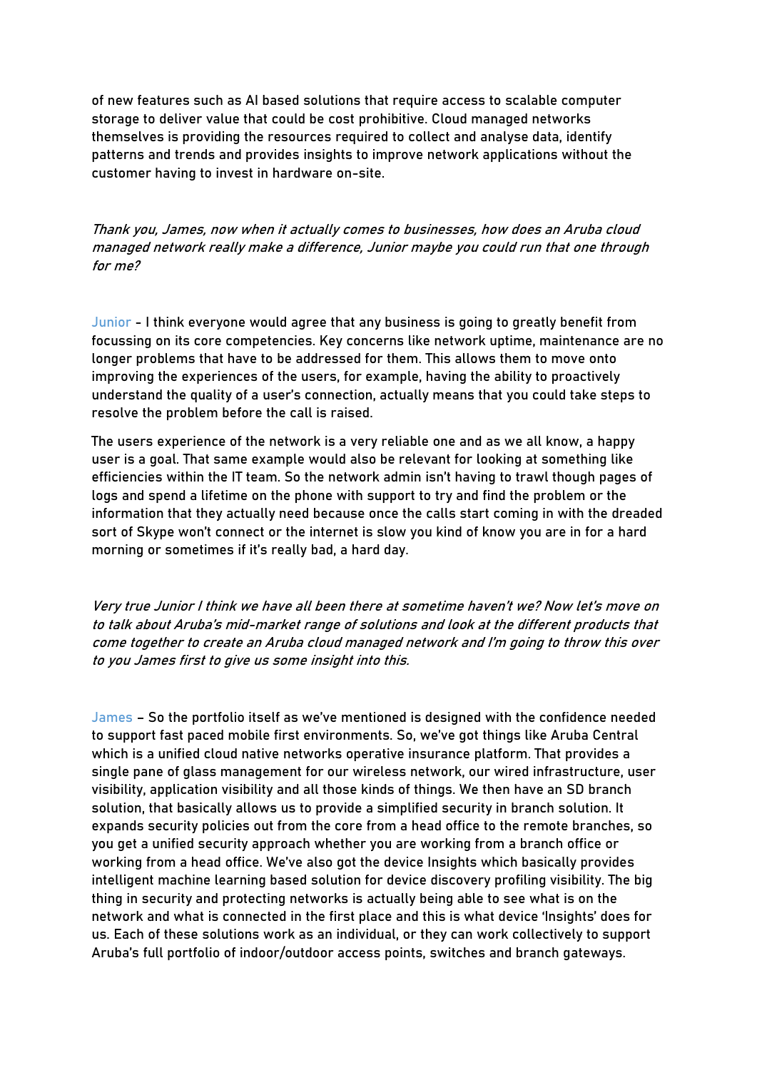of new features such as AI based solutions that require access to scalable computer storage to deliver value that could be cost prohibitive. Cloud managed networks themselves is providing the resources required to collect and analyse data, identify patterns and trends and provides insights to improve network applications without the customer having to invest in hardware on-site.

*Thank you, James, now when it actually comes to businesses, how does an Aruba cloud managed network really make a difference, Junior maybe you could run that one through for me?*

Junior - I think everyone would agree that any business is going to greatly benefit from focussing on its core competencies. Key concerns like network uptime, maintenance are no longer problems that have to be addressed for them. This allows them to move onto improving the experiences of the users, for example, having the ability to proactively understand the quality of a user's connection, actually means that you could take steps to resolve the problem before the call is raised.

The users experience of the network is a very reliable one and as we all know, a happy user is a goal. That same example would also be relevant for looking at something like efficiencies within the IT team. So the network admin isn't having to trawl though pages of logs and spend a lifetime on the phone with support to try and find the problem or the information that they actually need because once the calls start coming in with the dreaded sort of Skype won't connect or the internet is slow you kind of know you are in for a hard morning or sometimes if it's really bad, a hard day.

*Very true Junior I think we have all been there at sometime haven't we? Now let's move on to talk about Aruba's mid-market range of solutions and look at the different products that come together to create an Aruba cloud managed network and I'm going to throw this over to you James first to give us some insight into this.*

James – So the portfolio itself as we've mentioned is designed with the confidence needed to support fast paced mobile first environments. So, we've got things like Aruba Central which is a unified cloud native networks operative insurance platform. That provides a single pane of glass management for our wireless network, our wired infrastructure, user visibility, application visibility and all those kinds of things. We then have an SD branch solution, that basically allows us to provide a simplified security in branch solution. It expands security policies out from the core from a head office to the remote branches, so you get a unified security approach whether you are working from a branch office or working from a head office. We've also got the device Insights which basically provides intelligent machine learning based solution for device discovery profiling visibility. The big thing in security and protecting networks is actually being able to see what is on the network and what is connected in the first place and this is what device 'Insights' does for us. Each of these solutions work as an individual, or they can work collectively to support Aruba's full portfolio of indoor/outdoor access points, switches and branch gateways.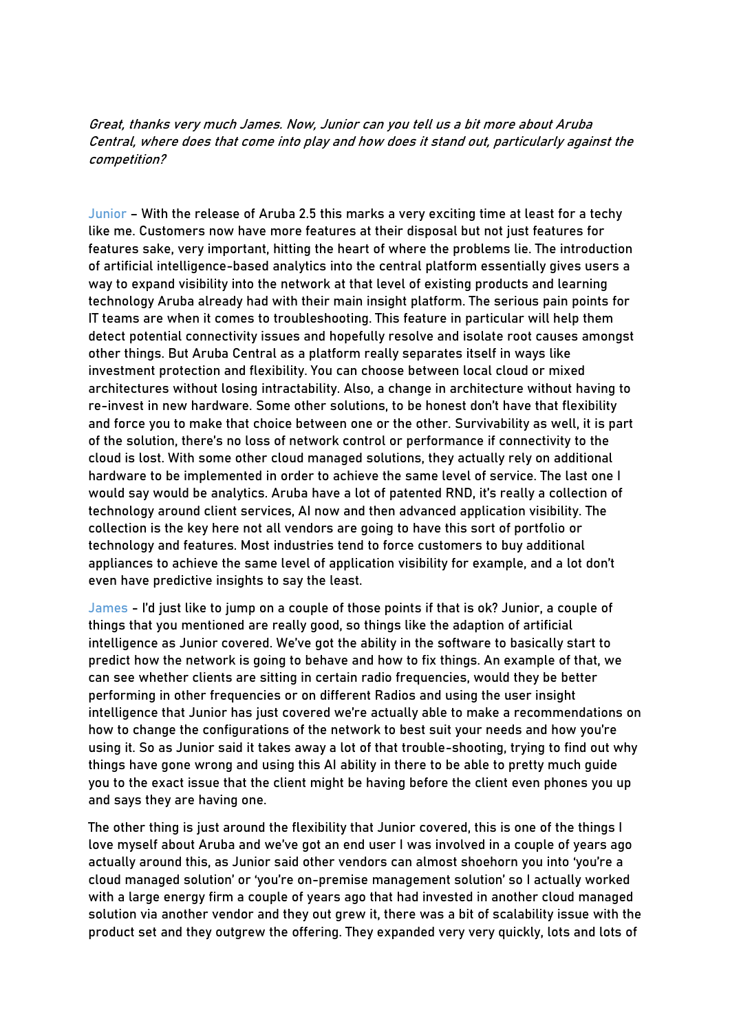*Great, thanks very much James. Now, Junior can you tell us a bit more about Aruba Central, where does that come into play and how does it stand out, particularly against the competition?*

Junior – With the release of Aruba 2.5 this marks a very exciting time at least for a techy like me. Customers now have more features at their disposal but not just features for features sake, very important, hitting the heart of where the problems lie. The introduction of artificial intelligence-based analytics into the central platform essentially gives users a way to expand visibility into the network at that level of existing products and learning technology Aruba already had with their main insight platform. The serious pain points for IT teams are when it comes to troubleshooting. This feature in particular will help them detect potential connectivity issues and hopefully resolve and isolate root causes amongst other things. But Aruba Central as a platform really separates itself in ways like investment protection and flexibility. You can choose between local cloud or mixed architectures without losing intractability. Also, a change in architecture without having to re-invest in new hardware. Some other solutions, to be honest don't have that flexibility and force you to make that choice between one or the other. Survivability as well, it is part of the solution, there's no loss of network control or performance if connectivity to the cloud is lost. With some other cloud managed solutions, they actually rely on additional hardware to be implemented in order to achieve the same level of service. The last one I would say would be analytics. Aruba have a lot of patented RND, it's really a collection of technology around client services, AI now and then advanced application visibility. The collection is the key here not all vendors are going to have this sort of portfolio or technology and features. Most industries tend to force customers to buy additional appliances to achieve the same level of application visibility for example, and a lot don't even have predictive insights to say the least.

James - I'd just like to jump on a couple of those points if that is ok? Junior, a couple of things that you mentioned are really good, so things like the adaption of artificial intelligence as Junior covered. We've got the ability in the software to basically start to predict how the network is going to behave and how to fix things. An example of that, we can see whether clients are sitting in certain radio frequencies, would they be better performing in other frequencies or on different Radios and using the user insight intelligence that Junior has just covered we're actually able to make a recommendations on how to change the configurations of the network to best suit your needs and how you're using it. So as Junior said it takes away a lot of that trouble-shooting, trying to find out why things have gone wrong and using this AI ability in there to be able to pretty much guide you to the exact issue that the client might be having before the client even phones you up and says they are having one.

The other thing is just around the flexibility that Junior covered, this is one of the things I love myself about Aruba and we've got an end user I was involved in a couple of years ago actually around this, as Junior said other vendors can almost shoehorn you into 'you're a cloud managed solution' or 'you're on-premise management solution' so I actually worked with a large energy firm a couple of years ago that had invested in another cloud managed solution via another vendor and they out grew it, there was a bit of scalability issue with the product set and they outgrew the offering. They expanded very very quickly, lots and lots of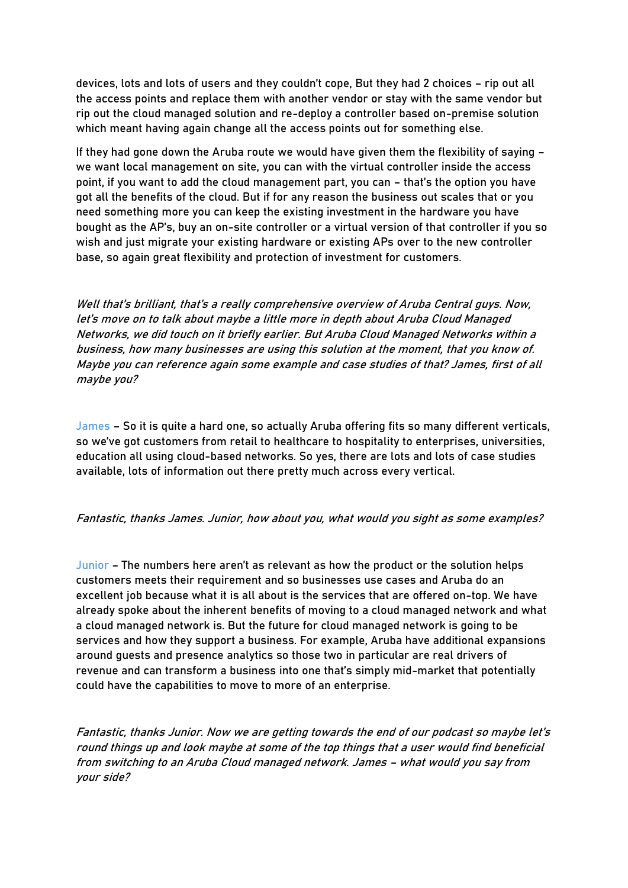devices, lots and lots of users and they couldn't cope, But they had 2 choices – rip out all the access points and replace them with another vendor or stay with the same vendor but rip out the cloud managed solution and re-deploy a controller based on-premise solution which meant having again change all the access points out for something else.

If they had gone down the Aruba route we would have given them the flexibility of saying – we want local management on site, you can with the virtual controller inside the access point, if you want to add the cloud management part, you can – that's the option you have got all the benefits of the cloud. But if for any reason the business out scales that or you need something more you can keep the existing investment in the hardware you have bought as the AP's, buy an on-site controller or a virtual version of that controller if you so wish and just migrate your existing hardware or existing APs over to the new controller base, so again great flexibility and protection of investment for customers.

*Well that's brilliant, that's a really comprehensive overview of Aruba Central guys. Now, let's move on to talk about maybe a little more in depth about Aruba Cloud Managed Networks, we did touch on it briefly earlier. But Aruba Cloud Managed Networks within a business, how many businesses are using this solution at the moment, that you know of. Maybe you can reference again some example and case studies of that? James, first of all maybe you?*

James – So it is quite a hard one, so actually Aruba offering fits so many different verticals, so we've got customers from retail to healthcare to hospitality to enterprises, universities, education all using cloud-based networks. So yes, there are lots and lots of case studies available, lots of information out there pretty much across every vertical.

*Fantastic, thanks James. Junior, how about you, what would you sight as some examples?*

Junior – The numbers here aren't as relevant as how the product or the solution helps customers meets their requirement and so businesses use cases and Aruba do an excellent job because what it is all about is the services that are offered on-top. We have already spoke about the inherent benefits of moving to a cloud managed network and what a cloud managed network is. But the future for cloud managed network is going to be services and how they support a business. For example, Aruba have additional expansions around guests and presence analytics so those two in particular are real drivers of revenue and can transform a business into one that's simply mid-market that potentially could have the capabilities to move to more of an enterprise.

*Fantastic, thanks Junior. Now we are getting towards the end of our podcast so maybe let's round things up and look maybe at some of the top things that a user would find beneficial from switching to an Aruba Cloud managed network. James – what would you say from your side?*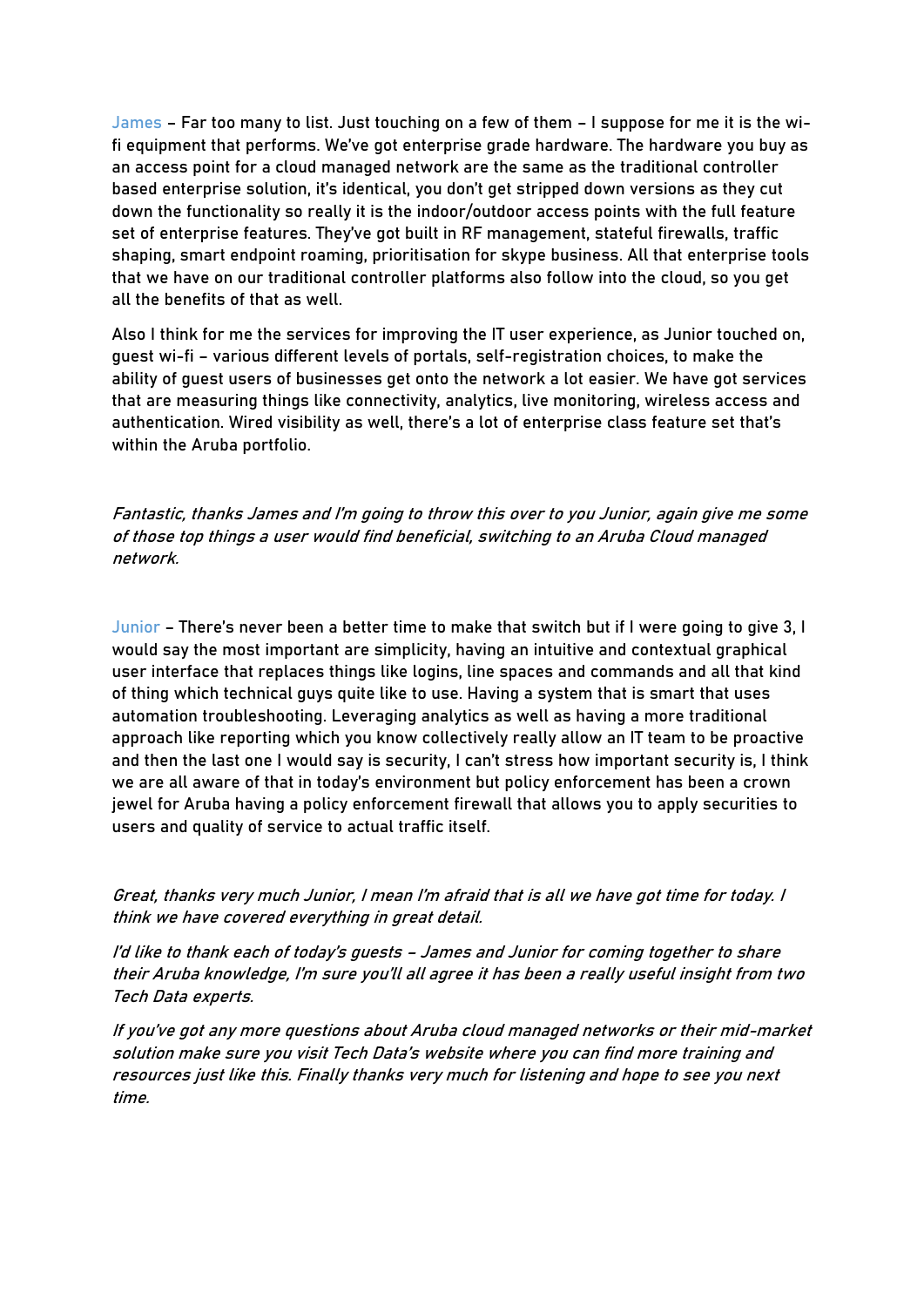James – Far too many to list. Just touching on a few of them – I suppose for me it is the wi-fi equipment that performs. We've got enterprise grade hardware. The hardware you buy as an access point for a cloud managed network are the same as the traditional controller based enterprise solution, it's identical, you don't get stripped down versions as they cut down the functionality so really it is the indoor/outdoor access points with the full feature set of enterprise features. They've got built in RF management, stateful firewalls, traffic shaping, smart endpoint roaming, prioritisation for skype business. All that enterprise tools that we have on our traditional controller platforms also follow into the cloud, so you get all the benefits of that as well.

Also I think for me the services for improving the IT user experience, as Junior touched on, guest wi-fi – various different levels of portals, self-registration choices, to make the ability of guest users of businesses get onto the network a lot easier. We have got services that are measuring things like connectivity, analytics, live monitoring, wireless access and authentication. Wired visibility as well, there's a lot of enterprise class feature set that's within the Aruba portfolio.

*Fantastic, thanks James and I'm going to throw this over to you Junior, again give me some of those top things a user would find beneficial, switching to an Aruba Cloud managed network.*

Junior – There's never been a better time to make that switch but if I were going to give 3, I would say the most important are simplicity, having an intuitive and contextual graphical user interface that replaces things like logins, line spaces and commands and all that kind of thing which technical guys quite like to use. Having a system that is smart that uses automation troubleshooting. Leveraging analytics as well as having a more traditional approach like reporting which you know collectively really allow an IT team to be proactive and then the last one I would say is security, I can't stress how important security is, I think we are all aware of that in today's environment but policy enforcement has been a crown jewel for Aruba having a policy enforcement firewall that allows you to apply securities to users and quality of service to actual traffic itself.

*Great, thanks very much Junior, I mean I'm afraid that is all we have got time for today. I think we have covered everything in great detail.*

*I'd like to thank each of today's guests – James and Junior for coming together to share their Aruba knowledge, I'm sure you'll all agree it has been a really useful insight from two Tech Data experts.*

*If you've got any more questions about Aruba cloud managed networks or their mid-market solution make sure you visit Tech Data's website where you can find more training and resources just like this. Finally thanks very much for listening and hope to see you next time.*